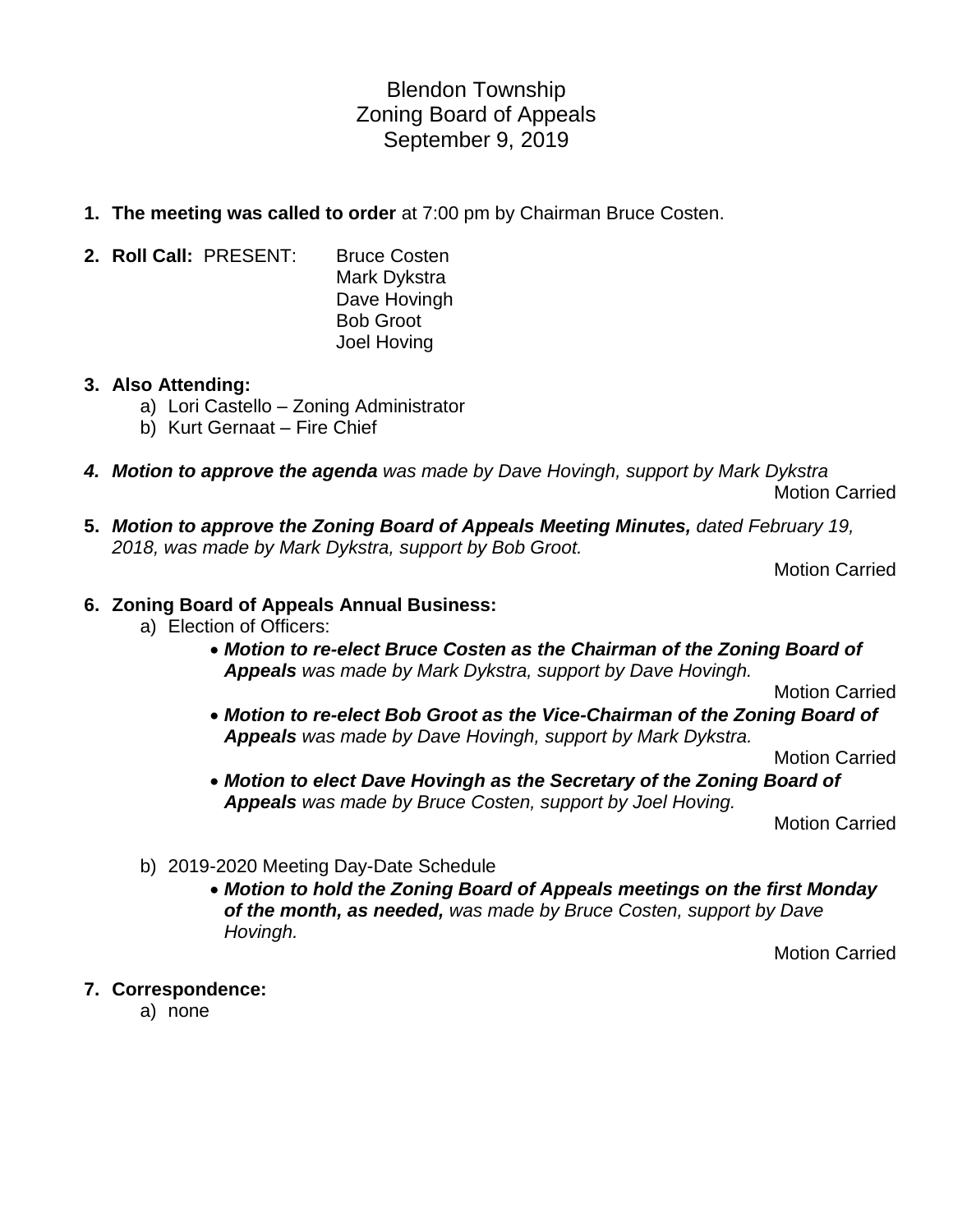# Blendon Township
## Zoning Board of Appeals
### September 9, 2019

1. **The meeting was called to order** at 7:00 pm by Chairman Bruce Costen.

2. **Roll Call:** PRESENT: Bruce Costen
   Mark Dykstra
   Dave Hovingh
   Bob Groot
   Joel Hoving

3. **Also Attending:**
   a) Lori Castello – Zoning Administrator
   b) Kurt Gernaat – Fire Chief

4. ***Motion to approve the agenda*** *was made by Dave Hovingh, support by Mark Dykstra*

   Motion Carried

5. ***Motion to approve the Zoning Board of Appeals Meeting Minutes,*** *dated February 19, 2018, was made by Mark Dykstra, support by Bob Groot.*

   Motion Carried

6. **Zoning Board of Appeals Annual Business:**
   a) Election of Officers:
      - ***Motion to re-elect Bruce Costen as the Chairman of the Zoning Board of Appeals*** *was made by Mark Dykstra, support by Dave Hovingh.*

        Motion Carried
      - ***Motion to re-elect Bob Groot as the Vice-Chairman of the Zoning Board of Appeals*** *was made by Dave Hovingh, support by Mark Dykstra.*

        Motion Carried
      - ***Motion to elect Dave Hovingh as the Secretary of the Zoning Board of Appeals*** *was made by Bruce Costen, support by Joel Hoving.*

        Motion Carried

   b) 2019-2020 Meeting Day-Date Schedule
      - ***Motion to hold the Zoning Board of Appeals meetings on the first Monday of the month, as needed,*** *was made by Bruce Costen, support by Dave Hovingh.*

        Motion Carried

7. **Correspondence:**
   a) none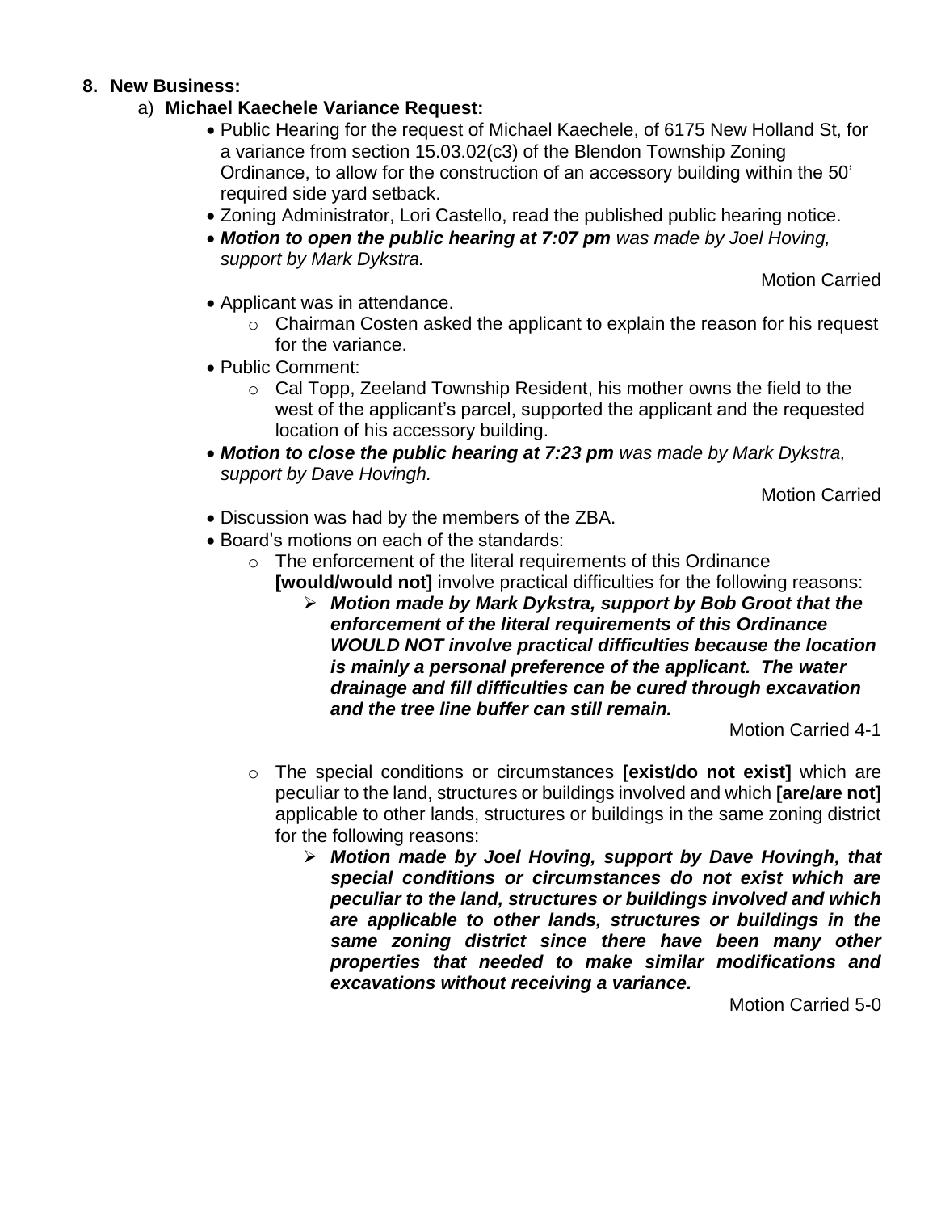**8. New Business:**

a) **Michael Kaechele Variance Request:**

- Public Hearing for the request of Michael Kaechele, of 6175 New Holland St, for a variance from section 15.03.02(c3) of the Blendon Township Zoning Ordinance, to allow for the construction of an accessory building within the 50' required side yard setback.
- Zoning Administrator, Lori Castello, read the published public hearing notice.
- ***Motion to open the public hearing at 7:07 pm** was made by Joel Hoving, support by Mark Dykstra.*

  Motion Carried

- Applicant was in attendance.
  - Chairman Costen asked the applicant to explain the reason for his request for the variance.
- Public Comment:
  - Cal Topp, Zeeland Township Resident, his mother owns the field to the west of the applicant's parcel, supported the applicant and the requested location of his accessory building.
- ***Motion to close the public hearing at 7:23 pm** was made by Mark Dykstra, support by Dave Hovingh.*

  Motion Carried

- Discussion was had by the members of the ZBA.
- Board's motions on each of the standards:
  - The enforcement of the literal requirements of this Ordinance **[would/would not]** involve practical difficulties for the following reasons:
    - ***Motion made by Mark Dykstra, support by Bob Groot that the enforcement of the literal requirements of this Ordinance WOULD NOT involve practical difficulties because the location is mainly a personal preference of the applicant. The water drainage and fill difficulties can be cured through excavation and the tree line buffer can still remain.***

      Motion Carried 4-1

  - The special conditions or circumstances **[exist/do not exist]** which are peculiar to the land, structures or buildings involved and which **[are/are not]** applicable to other lands, structures or buildings in the same zoning district for the following reasons:
    - ***Motion made by Joel Hoving, support by Dave Hovingh, that special conditions or circumstances do not exist which are peculiar to the land, structures or buildings involved and which are applicable to other lands, structures or buildings in the same zoning district since there have been many other properties that needed to make similar modifications and excavations without receiving a variance.***

      Motion Carried 5-0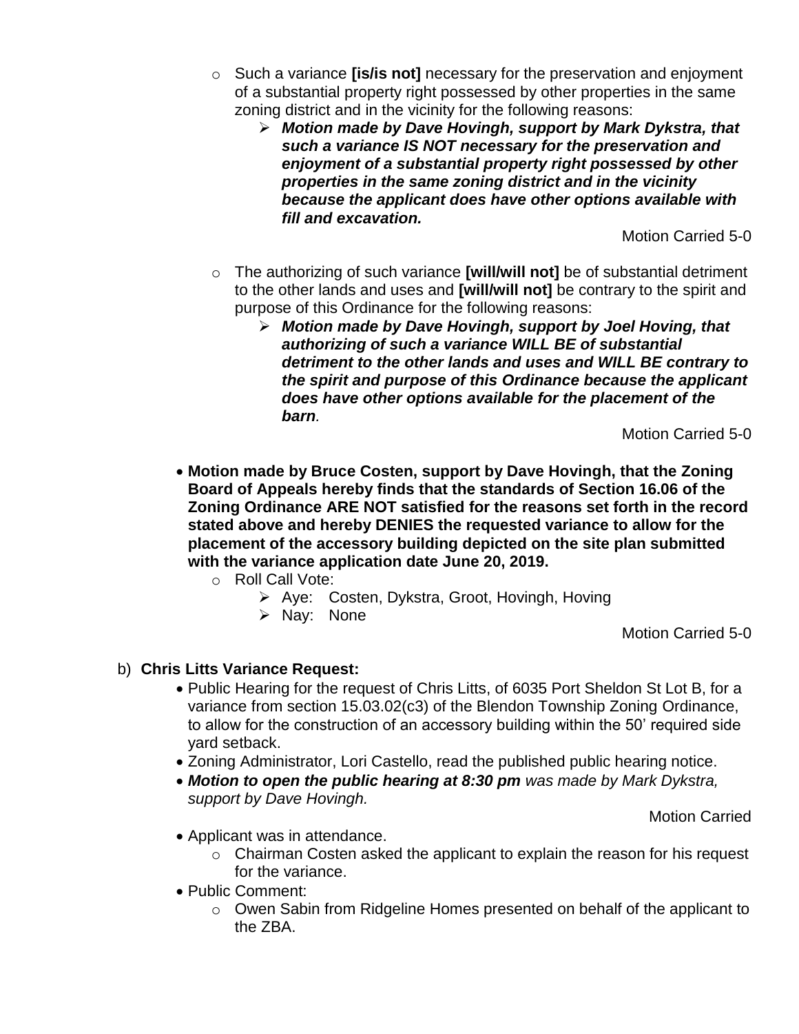- Such a variance **[is/is not]** necessary for the preservation and enjoyment of a substantial property right possessed by other properties in the same zoning district and in the vicinity for the following reasons:
  - ***Motion made by Dave Hovingh, support by Mark Dykstra, that such a variance IS NOT necessary for the preservation and enjoyment of a substantial property right possessed by other properties in the same zoning district and in the vicinity because the applicant does have other options available with fill and excavation.***

Motion Carried 5-0

- The authorizing of such variance **[will/will not]** be of substantial detriment to the other lands and uses and **[will/will not]** be contrary to the spirit and purpose of this Ordinance for the following reasons:
  - ***Motion made by Dave Hovingh, support by Joel Hoving, that authorizing of such a variance WILL BE of substantial detriment to the other lands and uses and WILL BE contrary to the spirit and purpose of this Ordinance because the applicant does have other options available for the placement of the barn.***

Motion Carried 5-0

- **Motion made by Bruce Costen, support by Dave Hovingh, that the Zoning Board of Appeals hereby finds that the standards of Section 16.06 of the Zoning Ordinance ARE NOT satisfied for the reasons set forth in the record stated above and hereby DENIES the requested variance to allow for the placement of the accessory building depicted on the site plan submitted with the variance application date June 20, 2019.**
  - Roll Call Vote:
    - Aye: Costen, Dykstra, Groot, Hovingh, Hoving
    - Nay: None

Motion Carried 5-0

b) **Chris Litts Variance Request:**

- Public Hearing for the request of Chris Litts, of 6035 Port Sheldon St Lot B, for a variance from section 15.03.02(c3) of the Blendon Township Zoning Ordinance, to allow for the construction of an accessory building within the 50' required side yard setback.
- Zoning Administrator, Lori Castello, read the published public hearing notice.
- ***Motion to open the public hearing at 8:30 pm*** *was made by Mark Dykstra, support by Dave Hovingh.*

Motion Carried

- Applicant was in attendance.
  - Chairman Costen asked the applicant to explain the reason for his request for the variance.
- Public Comment:
  - Owen Sabin from Ridgeline Homes presented on behalf of the applicant to the ZBA.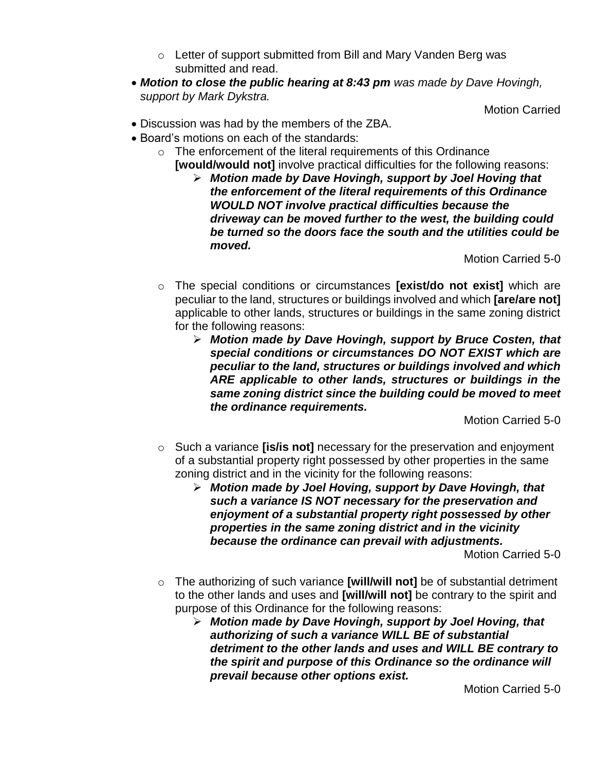- Letter of support submitted from Bill and Mary Vanden Berg was submitted and read.
- ***Motion to close the public hearing at 8:43 pm*** *was made by Dave Hovingh, support by Mark Dykstra.*

Motion Carried

- Discussion was had by the members of the ZBA.
- Board's motions on each of the standards:
  - The enforcement of the literal requirements of this Ordinance **[would/would not]** involve practical difficulties for the following reasons:
    - ***Motion made by Dave Hovingh, support by Joel Hoving that the enforcement of the literal requirements of this Ordinance WOULD NOT involve practical difficulties because the driveway can be moved further to the west, the building could be turned so the doors face the south and the utilities could be moved.***

      Motion Carried 5-0

  - The special conditions or circumstances **[exist/do not exist]** which are peculiar to the land, structures or buildings involved and which **[are/are not]** applicable to other lands, structures or buildings in the same zoning district for the following reasons:
    - ***Motion made by Dave Hovingh, support by Bruce Costen, that special conditions or circumstances DO NOT EXIST which are peculiar to the land, structures or buildings involved and which ARE applicable to other lands, structures or buildings in the same zoning district since the building could be moved to meet the ordinance requirements.***

      Motion Carried 5-0

  - Such a variance **[is/is not]** necessary for the preservation and enjoyment of a substantial property right possessed by other properties in the same zoning district and in the vicinity for the following reasons:
    - ***Motion made by Joel Hoving, support by Dave Hovingh, that such a variance IS NOT necessary for the preservation and enjoyment of a substantial property right possessed by other properties in the same zoning district and in the vicinity because the ordinance can prevail with adjustments.***

      Motion Carried 5-0

  - The authorizing of such variance **[will/will not]** be of substantial detriment to the other lands and uses and **[will/will not]** be contrary to the spirit and purpose of this Ordinance for the following reasons:
    - ***Motion made by Dave Hovingh, support by Joel Hoving, that authorizing of such a variance WILL BE of substantial detriment to the other lands and uses and WILL BE contrary to the spirit and purpose of this Ordinance so the ordinance will prevail because other options exist.***

      Motion Carried 5-0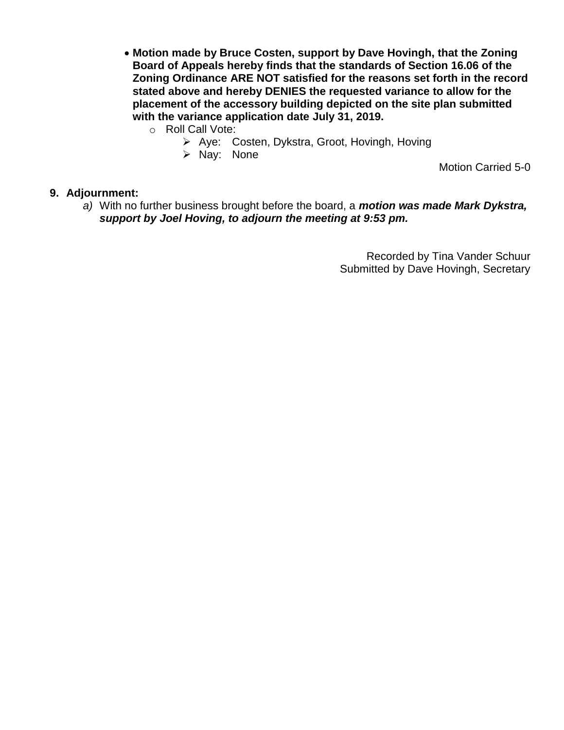- **Motion made by Bruce Costen, support by Dave Hovingh, that the Zoning Board of Appeals hereby finds that the standards of Section 16.06 of the Zoning Ordinance ARE NOT satisfied for the reasons set forth in the record stated above and hereby DENIES the requested variance to allow for the placement of the accessory building depicted on the site plan submitted with the variance application date July 31, 2019.**
  - Roll Call Vote:
    - Aye: Costen, Dykstra, Groot, Hovingh, Hoving
    - Nay: None

Motion Carried 5-0

**9. Adjournment:**

*a)* With no further business brought before the board, a ***motion was made Mark Dykstra, support by Joel Hoving, to adjourn the meeting at 9:53 pm.***

Recorded by Tina Vander Schuur
Submitted by Dave Hovingh, Secretary